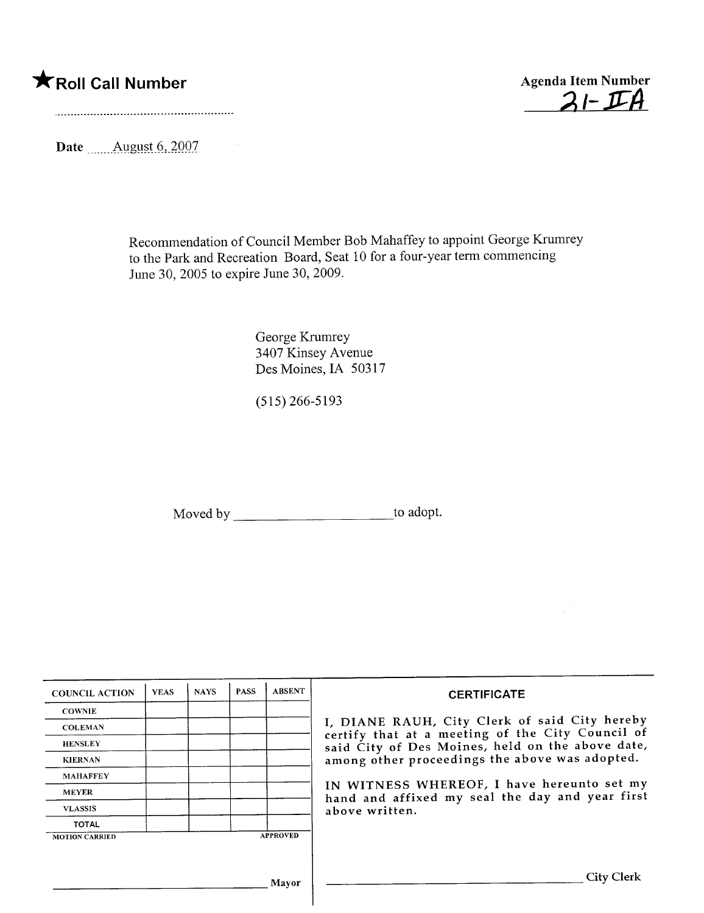★Roll Call Number

Agenda Item Number
21-IIA

Date August 6, 2007

Recommendation of Council Member Bob Mahaffey to appoint George Krumrey to the Park and Recreation Board, Seat 10 for a four-year term commencing June 30, 2005 to expire June 30, 2009.

George Krumrey
3407 Kinsey Avenue
Des Moines, IA 50317

(515) 266-5193

Moved by \_\_\_\_\_\_\_\_\_\_\_\_\_\_\_\_\_\_\_\_ to adopt.

| COUNCIL ACTION | YEAS | NAYS | PASS | ABSENT |
|---|---|---|---|---|
| COWNIE | | | | |
| COLEMAN | | | | |
| HENSLEY | | | | |
| KIERNAN | | | | |
| MAHAFFEY | | | | |
| MEYER | | | | |
| VLASSIS | | | | |
| TOTAL | | | | |

MOTION CARRIED APPROVED

\_\_\_\_\_\_\_\_\_\_\_\_\_\_\_\_\_\_\_\_ Mayor

**CERTIFICATE**

I, DIANE RAUH, City Clerk of said City hereby certify that at a meeting of the City Council of said City of Des Moines, held on the above date, among other proceedings the above was adopted.

IN WITNESS WHEREOF, I have hereunto set my hand and affixed my seal the day and year first above written.

\_\_\_\_\_\_\_\_\_\_\_\_\_\_\_\_\_\_\_\_ City Clerk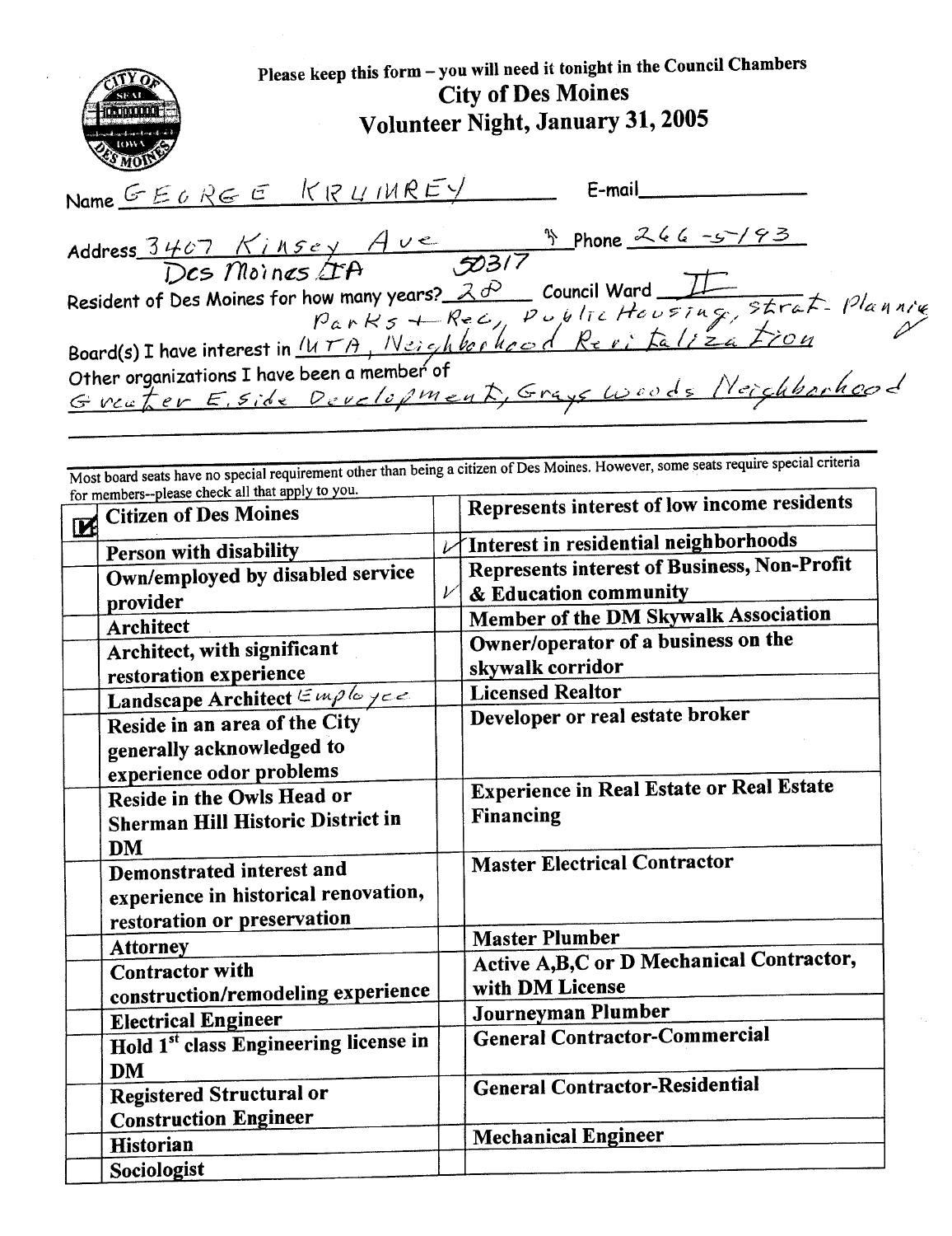Please keep this form – you will need it tonight in the Council Chambers

# City of Des Moines
## Volunteer Night, January 31, 2005

Name GEORGE KRUMREY E-mail

Address 3407 Kinsey Ave Des Moines IA 50317 Phone 266-5193

Resident of Des Moines for how many years? 20 Council Ward II

Board(s) I have interest in MTA, Neighborhood Revitalization, Parks + Rec, Public Housing, Strat. Planning

Other organizations I have been a member of Greater E. Side Development, Grays Woods Neighborhood

Most board seats have no special requirement other than being a citizen of Des Moines. However, some seats require special criteria for members--please check all that apply to you.

| | | | |
|---|---|---|---|
| ✓ | **Citizen of Des Moines** | | **Represents interest of low income residents** |
| | **Person with disability** | ✓ | **Interest in residential neighborhoods** |
| | **Own/employed by disabled service provider** | ✓ | **Represents interest of Business, Non-Profit & Education community** |
| | **Architect** | | **Member of the DM Skywalk Association** |
| | **Architect, with significant restoration experience** | | **Owner/operator of a business on the skywalk corridor** |
| | **Landscape Architect** Employee | | **Licensed Realtor** |
| | **Reside in an area of the City generally acknowledged to experience odor problems** | | **Developer or real estate broker** |
| | **Reside in the Owls Head or Sherman Hill Historic District in DM** | | **Experience in Real Estate or Real Estate Financing** |
| | **Demonstrated interest and experience in historical renovation, restoration or preservation** | | **Master Electrical Contractor** |
| | **Attorney** | | **Master Plumber** |
| | **Contractor with construction/remodeling experience** | | **Active A,B,C or D Mechanical Contractor, with DM License** |
| | **Electrical Engineer** | | **Journeyman Plumber** |
| | **Hold 1st class Engineering license in DM** | | **General Contractor-Commercial** |
| | **Registered Structural or Construction Engineer** | | **General Contractor-Residential** |
| | **Historian** | | **Mechanical Engineer** |
| | **Sociologist** | | |